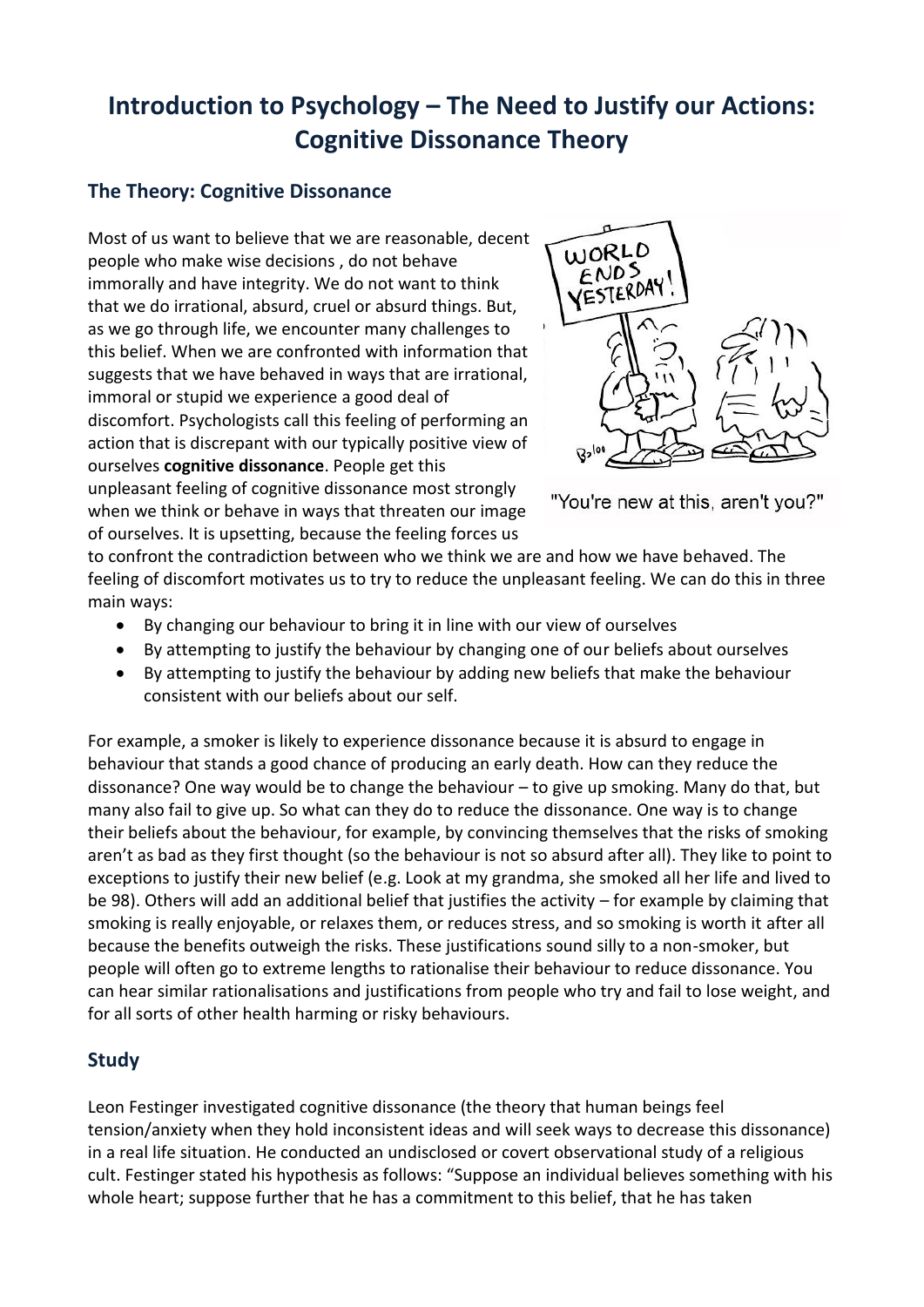# Introduction to Psychology – The Need to Justify our Actions: Cognitive Dissonance Theory

## The Theory: Cognitive Dissonance

Most of us want to believe that we are reasonable, decent people who make wise decisions , do not behave immorally and have integrity. We do not want to think that we do irrational, absurd, cruel or absurd things. But, as we go through life, we encounter many challenges to this belief. When we are confronted with information that suggests that we have behaved in ways that are irrational, immoral or stupid we experience a good deal of discomfort. Psychologists call this feeling of performing an action that is discrepant with our typically positive view of ourselves **cognitive dissonance**. People get this unpleasant feeling of cognitive dissonance most strongly when we think or behave in ways that threaten our image of ourselves. It is upsetting, because the feeling forces us to confront the contradiction between who we think we are and how we have behaved. The feeling of discomfort motivates us to try to reduce the unpleasant feeling. We can do this in three main ways:

"You're new at this, aren't you?"

- By changing our behaviour to bring it in line with our view of ourselves
- By attempting to justify the behaviour by changing one of our beliefs about ourselves
- By attempting to justify the behaviour by adding new beliefs that make the behaviour consistent with our beliefs about our self.

For example, a smoker is likely to experience dissonance because it is absurd to engage in behaviour that stands a good chance of producing an early death. How can they reduce the dissonance? One way would be to change the behaviour – to give up smoking. Many do that, but many also fail to give up. So what can they do to reduce the dissonance. One way is to change their beliefs about the behaviour, for example, by convincing themselves that the risks of smoking aren't as bad as they first thought (so the behaviour is not so absurd after all). They like to point to exceptions to justify their new belief (e.g. Look at my grandma, she smoked all her life and lived to be 98). Others will add an additional belief that justifies the activity – for example by claiming that smoking is really enjoyable, or relaxes them, or reduces stress, and so smoking is worth it after all because the benefits outweigh the risks. These justifications sound silly to a non-smoker, but people will often go to extreme lengths to rationalise their behaviour to reduce dissonance. You can hear similar rationalisations and justifications from people who try and fail to lose weight, and for all sorts of other health harming or risky behaviours.

## Study

Leon Festinger investigated cognitive dissonance (the theory that human beings feel tension/anxiety when they hold inconsistent ideas and will seek ways to decrease this dissonance) in a real life situation. He conducted an undisclosed or covert observational study of a religious cult. Festinger stated his hypothesis as follows: "Suppose an individual believes something with his whole heart; suppose further that he has a commitment to this belief, that he has taken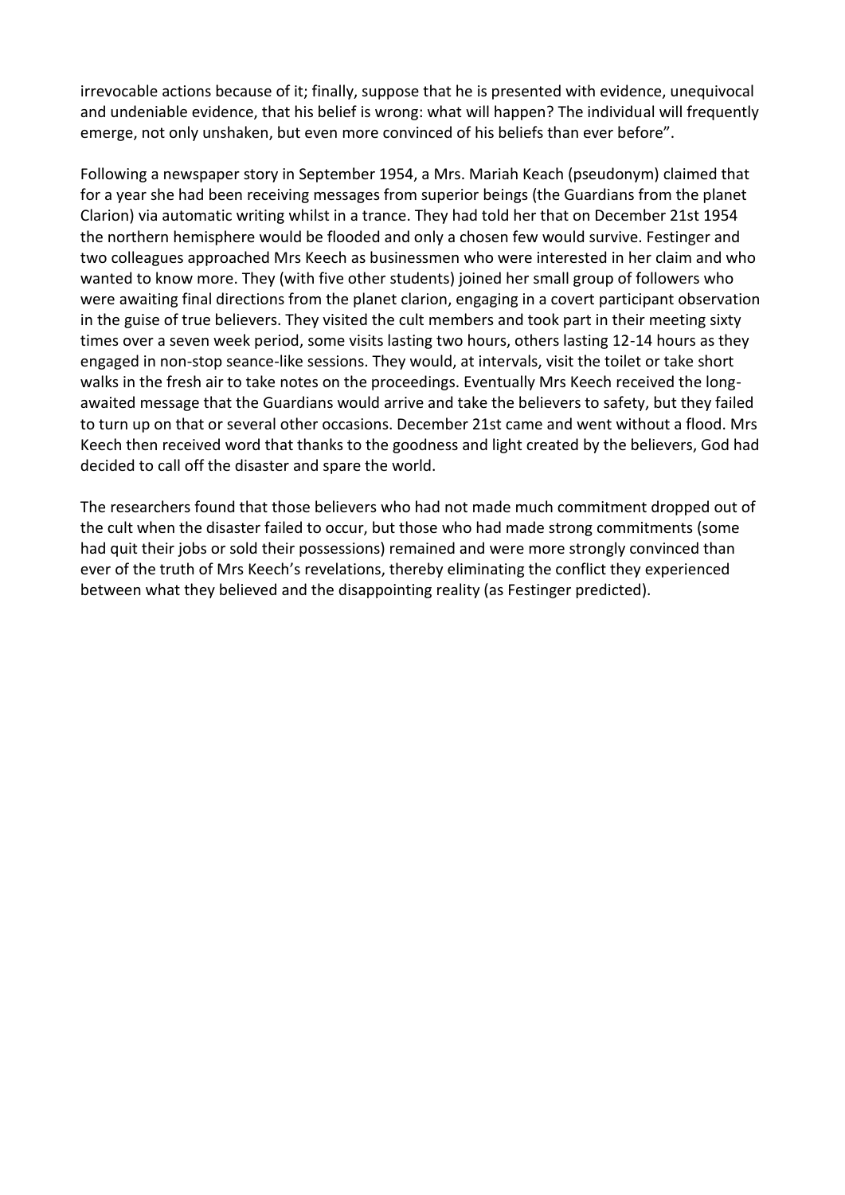irrevocable actions because of it; finally, suppose that he is presented with evidence, unequivocal and undeniable evidence, that his belief is wrong: what will happen? The individual will frequently emerge, not only unshaken, but even more convinced of his beliefs than ever before".

Following a newspaper story in September 1954, a Mrs. Mariah Keach (pseudonym) claimed that for a year she had been receiving messages from superior beings (the Guardians from the planet Clarion) via automatic writing whilst in a trance. They had told her that on December 21st 1954 the northern hemisphere would be flooded and only a chosen few would survive. Festinger and two colleagues approached Mrs Keech as businessmen who were interested in her claim and who wanted to know more. They (with five other students) joined her small group of followers who were awaiting final directions from the planet clarion, engaging in a covert participant observation in the guise of true believers. They visited the cult members and took part in their meeting sixty times over a seven week period, some visits lasting two hours, others lasting 12-14 hours as they engaged in non-stop seance-like sessions. They would, at intervals, visit the toilet or take short walks in the fresh air to take notes on the proceedings. Eventually Mrs Keech received the long-awaited message that the Guardians would arrive and take the believers to safety, but they failed to turn up on that or several other occasions. December 21st came and went without a flood. Mrs Keech then received word that thanks to the goodness and light created by the believers, God had decided to call off the disaster and spare the world.

The researchers found that those believers who had not made much commitment dropped out of the cult when the disaster failed to occur, but those who had made strong commitments (some had quit their jobs or sold their possessions) remained and were more strongly convinced than ever of the truth of Mrs Keech's revelations, thereby eliminating the conflict they experienced between what they believed and the disappointing reality (as Festinger predicted).